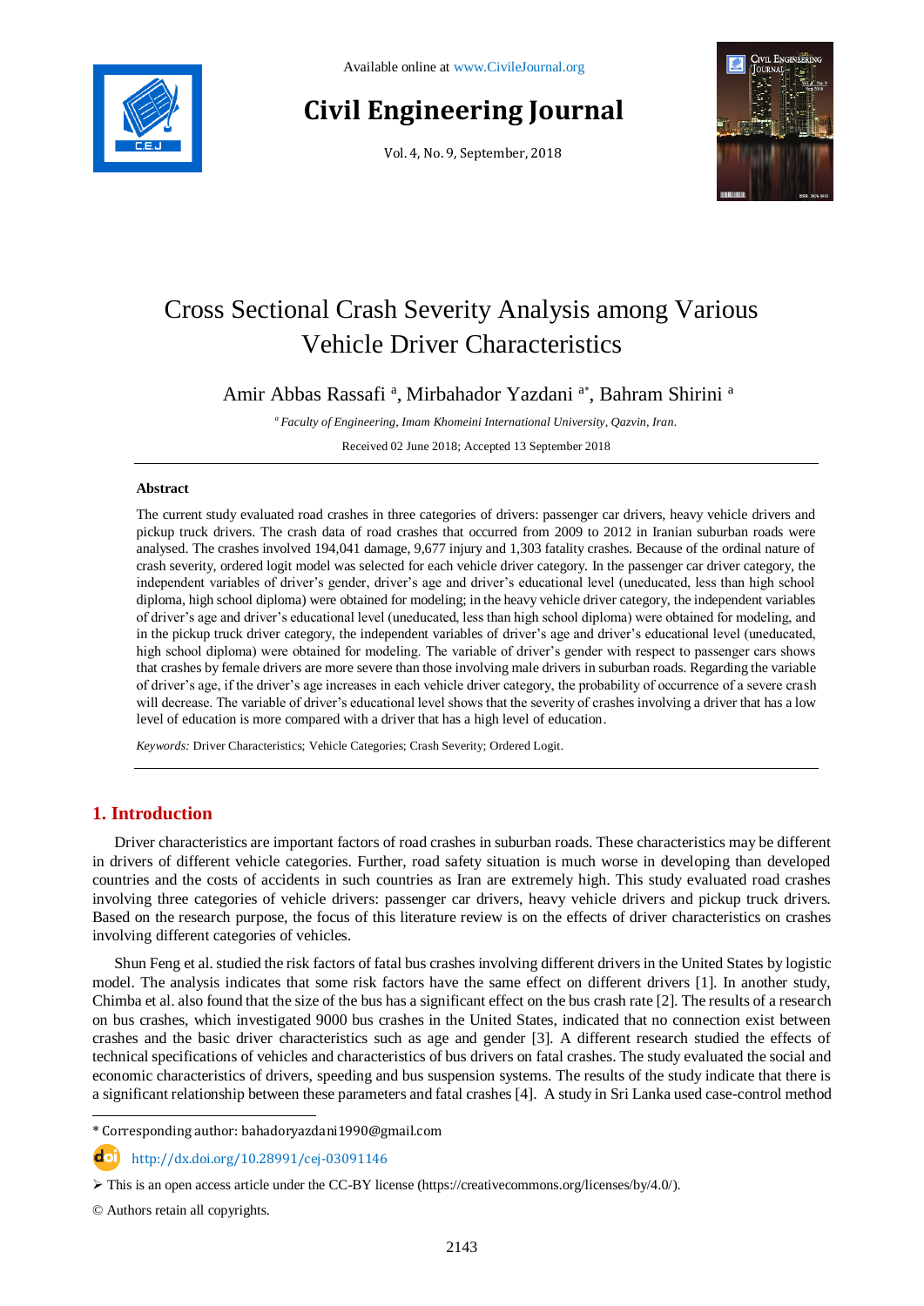Available online at www.CivileJournal.org

# Civil Engineering Journal

Vol. 4, No. 9, September, 2018

# Cross Sectional Crash Severity Analysis among Various Vehicle Driver Characteristics

Amir Abbas Rassafi [a], Mirbahador Yazdani [a*], Bahram Shirini [a]

[a] *Faculty of Engineering, Imam Khomeini International University, Qazvin, Iran.*

Received 02 June 2018; Accepted 13 September 2018

## Abstract

The current study evaluated road crashes in three categories of drivers: passenger car drivers, heavy vehicle drivers and pickup truck drivers. The crash data of road crashes that occurred from 2009 to 2012 in Iranian suburban roads were analysed. The crashes involved 194,041 damage, 9,677 injury and 1,303 fatality crashes. Because of the ordinal nature of crash severity, ordered logit model was selected for each vehicle driver category. In the passenger car driver category, the independent variables of driver's gender, driver's age and driver's educational level (uneducated, less than high school diploma, high school diploma) were obtained for modeling; in the heavy vehicle driver category, the independent variables of driver's age and driver's educational level (uneducated, less than high school diploma) were obtained for modeling, and in the pickup truck driver category, the independent variables of driver's age and driver's educational level (uneducated, high school diploma) were obtained for modeling. The variable of driver's gender with respect to passenger cars shows that crashes by female drivers are more severe than those involving male drivers in suburban roads. Regarding the variable of driver's age, if the driver's age increases in each vehicle driver category, the probability of occurrence of a severe crash will decrease. The variable of driver's educational level shows that the severity of crashes involving a driver that has a low level of education is more compared with a driver that has a high level of education.

*Keywords:* Driver Characteristics; Vehicle Categories; Crash Severity; Ordered Logit.

## 1. Introduction

Driver characteristics are important factors of road crashes in suburban roads. These characteristics may be different in drivers of different vehicle categories. Further, road safety situation is much worse in developing than developed countries and the costs of accidents in such countries as Iran are extremely high. This study evaluated road crashes involving three categories of vehicle drivers: passenger car drivers, heavy vehicle drivers and pickup truck drivers. Based on the research purpose, the focus of this literature review is on the effects of driver characteristics on crashes involving different categories of vehicles.

Shun Feng et al. studied the risk factors of fatal bus crashes involving different drivers in the United States by logistic model. The analysis indicates that some risk factors have the same effect on different drivers [1]. In another study, Chimba et al. also found that the size of the bus has a significant effect on the bus crash rate [2]. The results of a research on bus crashes, which investigated 9000 bus crashes in the United States, indicated that no connection exist between crashes and the basic driver characteristics such as age and gender [3]. A different research studied the effects of technical specifications of vehicles and characteristics of bus drivers on fatal crashes. The study evaluated the social and economic characteristics of drivers, speeding and bus suspension systems. The results of the study indicate that there is a significant relationship between these parameters and fatal crashes [4]. A study in Sri Lanka used case-control method

* Corresponding author: bahadoryazdani1990@gmail.com

http://dx.doi.org/10.28991/cej-03091146

➢ This is an open access article under the CC-BY license (https://creativecommons.org/licenses/by/4.0/).

© Authors retain all copyrights.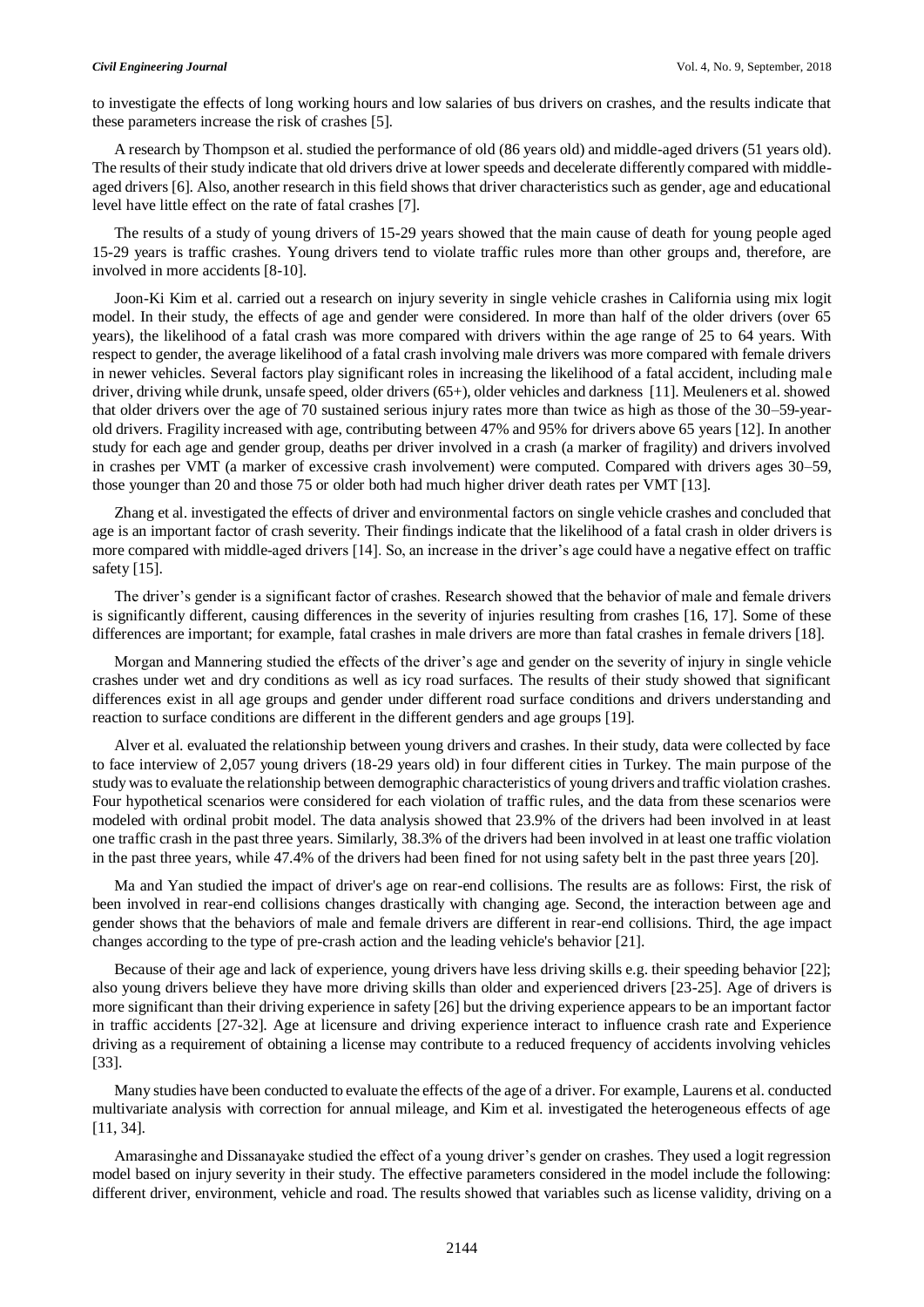to investigate the effects of long working hours and low salaries of bus drivers on crashes, and the results indicate that these parameters increase the risk of crashes [5].

A research by Thompson et al. studied the performance of old (86 years old) and middle-aged drivers (51 years old). The results of their study indicate that old drivers drive at lower speeds and decelerate differently compared with middle-aged drivers [6]. Also, another research in this field shows that driver characteristics such as gender, age and educational level have little effect on the rate of fatal crashes [7].

The results of a study of young drivers of 15-29 years showed that the main cause of death for young people aged 15-29 years is traffic crashes. Young drivers tend to violate traffic rules more than other groups and, therefore, are involved in more accidents [8-10].

Joon-Ki Kim et al. carried out a research on injury severity in single vehicle crashes in California using mix logit model. In their study, the effects of age and gender were considered. In more than half of the older drivers (over 65 years), the likelihood of a fatal crash was more compared with drivers within the age range of 25 to 64 years. With respect to gender, the average likelihood of a fatal crash involving male drivers was more compared with female drivers in newer vehicles. Several factors play significant roles in increasing the likelihood of a fatal accident, including male driver, driving while drunk, unsafe speed, older drivers (65+), older vehicles and darkness [11]. Meuleners et al. showed that older drivers over the age of 70 sustained serious injury rates more than twice as high as those of the 30–59-year-old drivers. Fragility increased with age, contributing between 47% and 95% for drivers above 65 years [12]. In another study for each age and gender group, deaths per driver involved in a crash (a marker of fragility) and drivers involved in crashes per VMT (a marker of excessive crash involvement) were computed. Compared with drivers ages 30–59, those younger than 20 and those 75 or older both had much higher driver death rates per VMT [13].

Zhang et al. investigated the effects of driver and environmental factors on single vehicle crashes and concluded that age is an important factor of crash severity. Their findings indicate that the likelihood of a fatal crash in older drivers is more compared with middle-aged drivers [14]. So, an increase in the driver's age could have a negative effect on traffic safety [15].

The driver's gender is a significant factor of crashes. Research showed that the behavior of male and female drivers is significantly different, causing differences in the severity of injuries resulting from crashes [16, 17]. Some of these differences are important; for example, fatal crashes in male drivers are more than fatal crashes in female drivers [18].

Morgan and Mannering studied the effects of the driver's age and gender on the severity of injury in single vehicle crashes under wet and dry conditions as well as icy road surfaces. The results of their study showed that significant differences exist in all age groups and gender under different road surface conditions and drivers understanding and reaction to surface conditions are different in the different genders and age groups [19].

Alver et al. evaluated the relationship between young drivers and crashes. In their study, data were collected by face to face interview of 2,057 young drivers (18-29 years old) in four different cities in Turkey. The main purpose of the study was to evaluate the relationship between demographic characteristics of young drivers and traffic violation crashes. Four hypothetical scenarios were considered for each violation of traffic rules, and the data from these scenarios were modeled with ordinal probit model. The data analysis showed that 23.9% of the drivers had been involved in at least one traffic crash in the past three years. Similarly, 38.3% of the drivers had been involved in at least one traffic violation in the past three years, while 47.4% of the drivers had been fined for not using safety belt in the past three years [20].

Ma and Yan studied the impact of driver's age on rear-end collisions. The results are as follows: First, the risk of been involved in rear-end collisions changes drastically with changing age. Second, the interaction between age and gender shows that the behaviors of male and female drivers are different in rear-end collisions. Third, the age impact changes according to the type of pre-crash action and the leading vehicle's behavior [21].

Because of their age and lack of experience, young drivers have less driving skills e.g. their speeding behavior [22]; also young drivers believe they have more driving skills than older and experienced drivers [23-25]. Age of drivers is more significant than their driving experience in safety [26] but the driving experience appears to be an important factor in traffic accidents [27-32]. Age at licensure and driving experience interact to influence crash rate and Experience driving as a requirement of obtaining a license may contribute to a reduced frequency of accidents involving vehicles [33].

Many studies have been conducted to evaluate the effects of the age of a driver. For example, Laurens et al. conducted multivariate analysis with correction for annual mileage, and Kim et al. investigated the heterogeneous effects of age [11, 34].

Amarasinghe and Dissanayake studied the effect of a young driver's gender on crashes. They used a logit regression model based on injury severity in their study. The effective parameters considered in the model include the following: different driver, environment, vehicle and road. The results showed that variables such as license validity, driving on a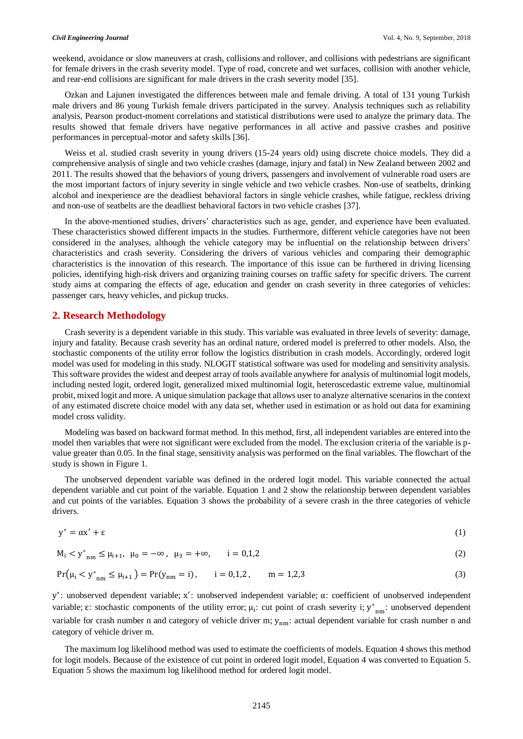weekend, avoidance or slow maneuvers at crash, collisions and rollover, and collisions with pedestrians are significant for female drivers in the crash severity model. Type of road, concrete and wet surfaces, collision with another vehicle, and rear-end collisions are significant for male drivers in the crash severity model [35].

Ozkan and Lajunen investigated the differences between male and female driving. A total of 131 young Turkish male drivers and 86 young Turkish female drivers participated in the survey. Analysis techniques such as reliability analysis, Pearson product-moment correlations and statistical distributions were used to analyze the primary data. The results showed that female drivers have negative performances in all active and passive crashes and positive performances in perceptual-motor and safety skills [36].

Weiss et al. studied crash severity in young drivers (15-24 years old) using discrete choice models. They did a comprehensive analysis of single and two vehicle crashes (damage, injury and fatal) in New Zealand between 2002 and 2011. The results showed that the behaviors of young drivers, passengers and involvement of vulnerable road users are the most important factors of injury severity in single vehicle and two vehicle crashes. Non-use of seatbelts, drinking alcohol and inexperience are the deadliest behavioral factors in single vehicle crashes, while fatigue, reckless driving and non-use of seatbelts are the deadliest behavioral factors in two vehicle crashes [37].

In the above-mentioned studies, drivers' characteristics such as age, gender, and experience have been evaluated. These characteristics showed different impacts in the studies. Furthermore, different vehicle categories have not been considered in the analyses, although the vehicle category may be influential on the relationship between drivers' characteristics and crash severity. Considering the drivers of various vehicles and comparing their demographic characteristics is the innovation of this research. The importance of this issue can be furthered in driving licensing policies, identifying high-risk drivers and organizing training courses on traffic safety for specific drivers. The current study aims at comparing the effects of age, education and gender on crash severity in three categories of vehicles: passenger cars, heavy vehicles, and pickup trucks.

## 2. Research Methodology

Crash severity is a dependent variable in this study. This variable was evaluated in three levels of severity: damage, injury and fatality. Because crash severity has an ordinal nature, ordered model is preferred to other models. Also, the stochastic components of the utility error follow the logistics distribution in crash models. Accordingly, ordered logit model was used for modeling in this study. NLOGIT statistical software was used for modeling and sensitivity analysis. This software provides the widest and deepest array of tools available anywhere for analysis of multinomial logit models, including nested logit, ordered logit, generalized mixed multinomial logit, heteroscedastic extreme value, multinomial probit, mixed logit and more. A unique simulation package that allows user to analyze alternative scenarios in the context of any estimated discrete choice model with any data set, whether used in estimation or as hold out data for examining model cross validity.

Modeling was based on backward format method. In this method, first, all independent variables are entered into the model then variables that were not significant were excluded from the model. The exclusion criteria of the variable is p-value greater than 0.05. In the final stage, sensitivity analysis was performed on the final variables. The flowchart of the study is shown in Figure 1.

The unobserved dependent variable was defined in the ordered logit model. This variable connected the actual dependent variable and cut point of the variable. Equation 1 and 2 show the relationship between dependent variables and cut points of the variables. Equation 3 shows the probability of a severe crash in the three categories of vehicle drivers.

$$y^* = \alpha x' + \varepsilon \tag{1}$$

$$M_i < y^*_{nm} \leq \mu_{i+1}, \ \ \mu_0 = -\infty, \ \ \mu_3 = +\infty, \qquad i = 0,1,2 \tag{2}$$

$$\Pr(\mu_i < y^*_{nm} \leq \mu_{i+1}) = \Pr(y_{nm} = i), \qquad i = 0,1,2, \qquad m = 1,2,3 \tag{3}$$

$y^*$: unobserved dependent variable; $x'$: unobserved independent variable; $\alpha$: coefficient of unobserved independent variable; $\varepsilon$: stochastic components of the utility error; $\mu_i$: cut point of crash severity i; $y^*_{nm}$: unobserved dependent variable for crash number n and category of vehicle driver m; $y_{nm}$: actual dependent variable for crash number n and category of vehicle driver m.

The maximum log likelihood method was used to estimate the coefficients of models. Equation 4 shows this method for logit models. Because of the existence of cut point in ordered logit model, Equation 4 was converted to Equation 5. Equation 5 shows the maximum log likelihood method for ordered logit model.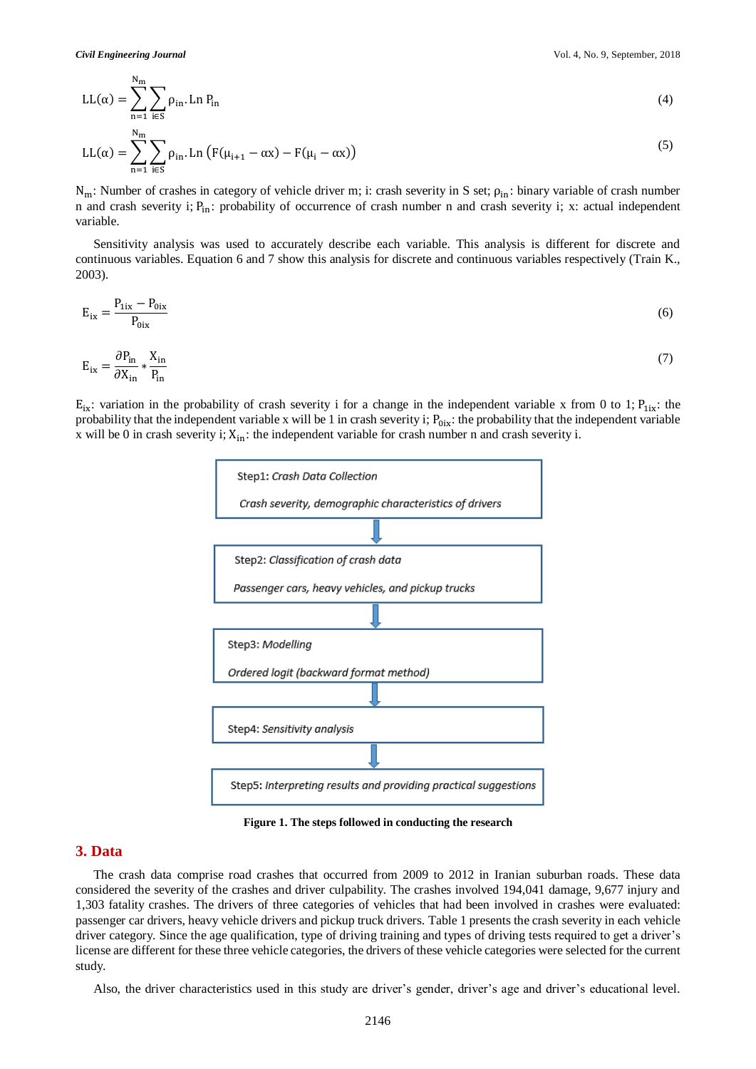$$LL(\alpha) = \sum_{n=1}^{N_m} \sum_{i \in S} \rho_{in}.\text{Ln}\, P_{in} \tag{4}$$

$$LL(\alpha) = \sum_{n=1}^{N_m} \sum_{i \in S} \rho_{in}.\text{Ln}\left(F(\mu_{i+1} - \alpha x) - F(\mu_i - \alpha x)\right) \tag{5}$$

$N_m$: Number of crashes in category of vehicle driver m; i: crash severity in S set; $\rho_{in}$: binary variable of crash number n and crash severity i; $P_{in}$: probability of occurrence of crash number n and crash severity i; x: actual independent variable.

Sensitivity analysis was used to accurately describe each variable. This analysis is different for discrete and continuous variables. Equation 6 and 7 show this analysis for discrete and continuous variables respectively (Train K., 2003).

$$E_{ix} = \frac{P_{1ix} - P_{0ix}}{P_{0ix}} \tag{6}$$

$$E_{ix} = \frac{\partial P_{in}}{\partial X_{in}} * \frac{X_{in}}{P_{in}} \tag{7}$$

$E_{ix}$: variation in the probability of crash severity i for a change in the independent variable x from 0 to 1; $P_{1ix}$: the probability that the independent variable x will be 1 in crash severity i; $P_{0ix}$: the probability that the independent variable x will be 0 in crash severity i; $X_{in}$: the independent variable for crash number n and crash severity i.

Step1: *Crash Data Collection*

*Crash severity, demographic characteristics of drivers*

↓

Step2: *Classification of crash data*

*Passenger cars, heavy vehicles, and pickup trucks*

↓

Step3: *Modelling*

*Ordered logit (backward format method)*

↓

Step4: *Sensitivity analysis*

↓

Step5: *Interpreting results and providing practical suggestions*

**Figure 1. The steps followed in conducting the research**

## 3. Data

The crash data comprise road crashes that occurred from 2009 to 2012 in Iranian suburban roads. These data considered the severity of the crashes and driver culpability. The crashes involved 194,041 damage, 9,677 injury and 1,303 fatality crashes. The drivers of three categories of vehicles that had been involved in crashes were evaluated: passenger car drivers, heavy vehicle drivers and pickup truck drivers. Table 1 presents the crash severity in each vehicle driver category. Since the age qualification, type of driving training and types of driving tests required to get a driver's license are different for these three vehicle categories, the drivers of these vehicle categories were selected for the current study.

Also, the driver characteristics used in this study are driver's gender, driver's age and driver's educational level.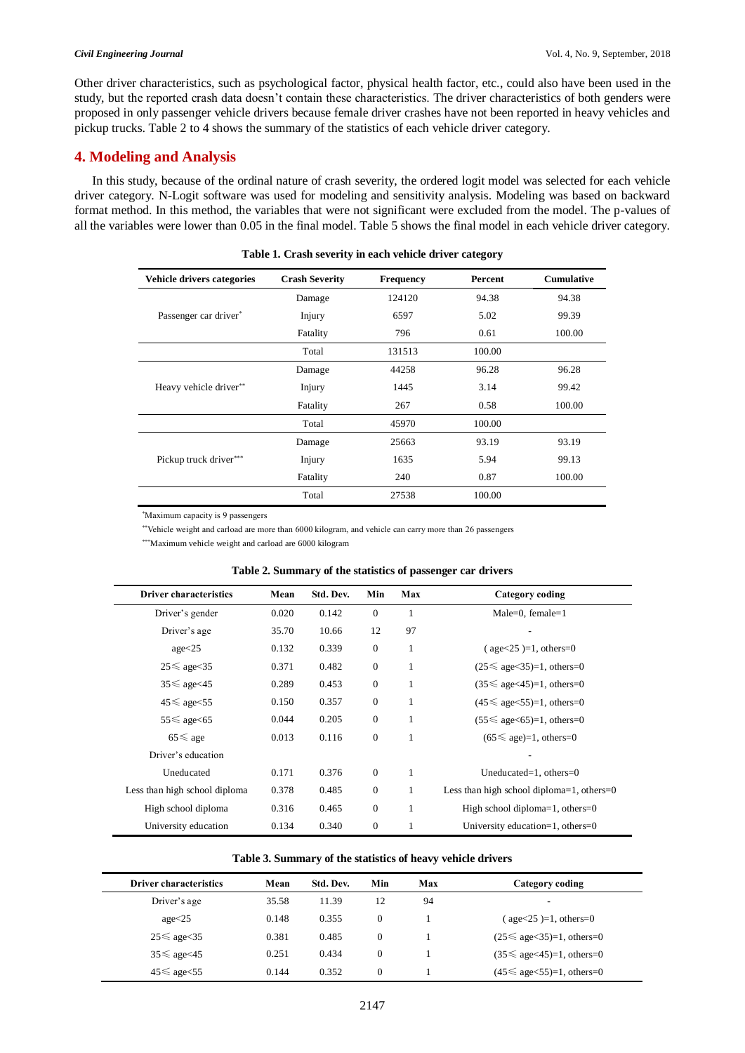Other driver characteristics, such as psychological factor, physical health factor, etc., could also have been used in the study, but the reported crash data doesn't contain these characteristics. The driver characteristics of both genders were proposed in only passenger vehicle drivers because female driver crashes have not been reported in heavy vehicles and pickup trucks. Table 2 to 4 shows the summary of the statistics of each vehicle driver category.

## 4. Modeling and Analysis

In this study, because of the ordinal nature of crash severity, the ordered logit model was selected for each vehicle driver category. N-Logit software was used for modeling and sensitivity analysis. Modeling was based on backward format method. In this method, the variables that were not significant were excluded from the model. The p-values of all the variables were lower than 0.05 in the final model. Table 5 shows the final model in each vehicle driver category.

**Table 1. Crash severity in each vehicle driver category**

| Vehicle drivers categories | Crash Severity | Frequency | Percent | Cumulative |
|---|---|---|---|---|
| Passenger car driver* | Damage | 124120 | 94.38 | 94.38 |
| | Injury | 6597 | 5.02 | 99.39 |
| | Fatality | 796 | 0.61 | 100.00 |
| | Total | 131513 | 100.00 | |
| Heavy vehicle driver** | Damage | 44258 | 96.28 | 96.28 |
| | Injury | 1445 | 3.14 | 99.42 |
| | Fatality | 267 | 0.58 | 100.00 |
| | Total | 45970 | 100.00 | |
| Pickup truck driver*** | Damage | 25663 | 93.19 | 93.19 |
| | Injury | 1635 | 5.94 | 99.13 |
| | Fatality | 240 | 0.87 | 100.00 |
| | Total | 27538 | 100.00 | |

*Maximum capacity is 9 passengers

**Vehicle weight and carload are more than 6000 kilogram, and vehicle can carry more than 26 passengers

***Maximum vehicle weight and carload are 6000 kilogram

**Table 2. Summary of the statistics of passenger car drivers**

| Driver characteristics | Mean | Std. Dev. | Min | Max | Category coding |
|---|---|---|---|---|---|
| Driver's gender | 0.020 | 0.142 | 0 | 1 | Male=0, female=1 |
| Driver's age | 35.70 | 10.66 | 12 | 97 | - |
| age<25 | 0.132 | 0.339 | 0 | 1 | ( age<25 )=1, others=0 |
| 25≤ age<35 | 0.371 | 0.482 | 0 | 1 | (25≤ age<35)=1, others=0 |
| 35≤ age<45 | 0.289 | 0.453 | 0 | 1 | (35≤ age<45)=1, others=0 |
| 45≤ age<55 | 0.150 | 0.357 | 0 | 1 | (45≤ age<55)=1, others=0 |
| 55≤ age<65 | 0.044 | 0.205 | 0 | 1 | (55≤ age<65)=1, others=0 |
| 65≤ age | 0.013 | 0.116 | 0 | 1 | (65≤ age)=1, others=0 |
| Driver's education | | | | | - |
| Uneducated | 0.171 | 0.376 | 0 | 1 | Uneducated=1, others=0 |
| Less than high school diploma | 0.378 | 0.485 | 0 | 1 | Less than high school diploma=1, others=0 |
| High school diploma | 0.316 | 0.465 | 0 | 1 | High school diploma=1, others=0 |
| University education | 0.134 | 0.340 | 0 | 1 | University education=1, others=0 |

**Table 3. Summary of the statistics of heavy vehicle drivers**

| Driver characteristics | Mean | Std. Dev. | Min | Max | Category coding |
|---|---|---|---|---|---|
| Driver's age | 35.58 | 11.39 | 12 | 94 | - |
| age<25 | 0.148 | 0.355 | 0 | 1 | ( age<25 )=1, others=0 |
| 25≤ age<35 | 0.381 | 0.485 | 0 | 1 | (25≤ age<35)=1, others=0 |
| 35≤ age<45 | 0.251 | 0.434 | 0 | 1 | (35≤ age<45)=1, others=0 |
| 45≤ age<55 | 0.144 | 0.352 | 0 | 1 | (45≤ age<55)=1, others=0 |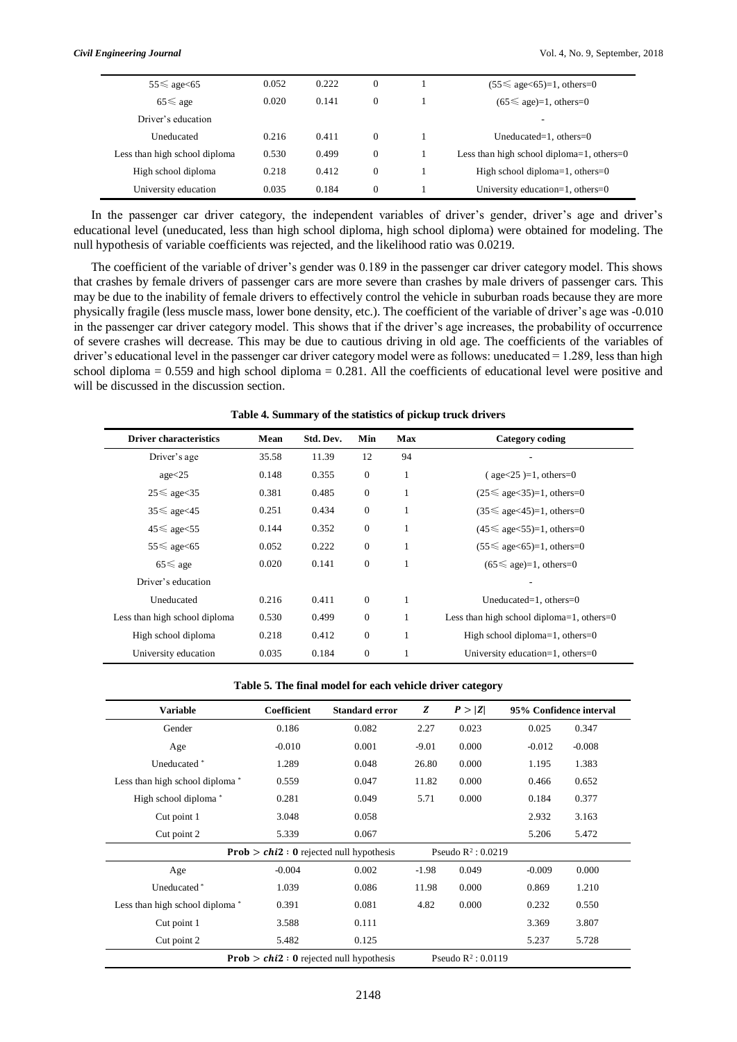| | | | | | |
|---|---|---|---|---|---|
| 55≤ age<65 | 0.052 | 0.222 | 0 | 1 | (55≤ age<65)=1, others=0 |
| 65≤ age | 0.020 | 0.141 | 0 | 1 | (65≤ age)=1, others=0 |
| Driver's education | | | | | - |
| Uneducated | 0.216 | 0.411 | 0 | 1 | Uneducated=1, others=0 |
| Less than high school diploma | 0.530 | 0.499 | 0 | 1 | Less than high school diploma=1, others=0 |
| High school diploma | 0.218 | 0.412 | 0 | 1 | High school diploma=1, others=0 |
| University education | 0.035 | 0.184 | 0 | 1 | University education=1, others=0 |

In the passenger car driver category, the independent variables of driver's gender, driver's age and driver's educational level (uneducated, less than high school diploma, high school diploma) were obtained for modeling. The null hypothesis of variable coefficients was rejected, and the likelihood ratio was 0.0219.

The coefficient of the variable of driver's gender was 0.189 in the passenger car driver category model. This shows that crashes by female drivers of passenger cars are more severe than crashes by male drivers of passenger cars. This may be due to the inability of female drivers to effectively control the vehicle in suburban roads because they are more physically fragile (less muscle mass, lower bone density, etc.). The coefficient of the variable of driver's age was -0.010 in the passenger car driver category model. This shows that if the driver's age increases, the probability of occurrence of severe crashes will decrease. This may be due to cautious driving in old age. The coefficients of the variables of driver's educational level in the passenger car driver category model were as follows: uneducated = 1.289, less than high school diploma = 0.559 and high school diploma = 0.281. All the coefficients of educational level were positive and will be discussed in the discussion section.

**Table 4. Summary of the statistics of pickup truck drivers**

| Driver characteristics | Mean | Std. Dev. | Min | Max | Category coding |
|---|---|---|---|---|---|
| Driver's age | 35.58 | 11.39 | 12 | 94 | - |
| age<25 | 0.148 | 0.355 | 0 | 1 | ( age<25 )=1, others=0 |
| 25≤ age<35 | 0.381 | 0.485 | 0 | 1 | (25≤ age<35)=1, others=0 |
| 35≤ age<45 | 0.251 | 0.434 | 0 | 1 | (35≤ age<45)=1, others=0 |
| 45≤ age<55 | 0.144 | 0.352 | 0 | 1 | (45≤ age<55)=1, others=0 |
| 55≤ age<65 | 0.052 | 0.222 | 0 | 1 | (55≤ age<65)=1, others=0 |
| 65≤ age | 0.020 | 0.141 | 0 | 1 | (65≤ age)=1, others=0 |
| Driver's education | | | | | - |
| Uneducated | 0.216 | 0.411 | 0 | 1 | Uneducated=1, others=0 |
| Less than high school diploma | 0.530 | 0.499 | 0 | 1 | Less than high school diploma=1, others=0 |
| High school diploma | 0.218 | 0.412 | 0 | 1 | High school diploma=1, others=0 |
| University education | 0.035 | 0.184 | 0 | 1 | University education=1, others=0 |

**Table 5. The final model for each vehicle driver category**

| Variable | Coefficient | Standard error | $Z$ | $P > \|Z\|$ | 95% Confidence interval | |
|---|---|---|---|---|---|---|
| Gender | 0.186 | 0.082 | 2.27 | 0.023 | 0.025 | 0.347 |
| Age | -0.010 | 0.001 | -9.01 | 0.000 | -0.012 | -0.008 |
| Uneducated * | 1.289 | 0.048 | 26.80 | 0.000 | 1.195 | 1.383 |
| Less than high school diploma * | 0.559 | 0.047 | 11.82 | 0.000 | 0.466 | 0.652 |
| High school diploma * | 0.281 | 0.049 | 5.71 | 0.000 | 0.184 | 0.377 |
| Cut point 1 | 3.048 | 0.058 | | | 2.932 | 3.163 |
| Cut point 2 | 5.339 | 0.067 | | | 5.206 | 5.472 |
| **Prob** $> chi2$ : **0** rejected null hypothesis | | | Pseudo $R^2$ : 0.0219 | | | |
| Age | -0.004 | 0.002 | -1.98 | 0.049 | -0.009 | 0.000 |
| Uneducated * | 1.039 | 0.086 | 11.98 | 0.000 | 0.869 | 1.210 |
| Less than high school diploma * | 0.391 | 0.081 | 4.82 | 0.000 | 0.232 | 0.550 |
| Cut point 1 | 3.588 | 0.111 | | | 3.369 | 3.807 |
| Cut point 2 | 5.482 | 0.125 | | | 5.237 | 5.728 |
| **Prob** $> chi2$ : **0** rejected null hypothesis | | | Pseudo $R^2$ : 0.0119 | | | |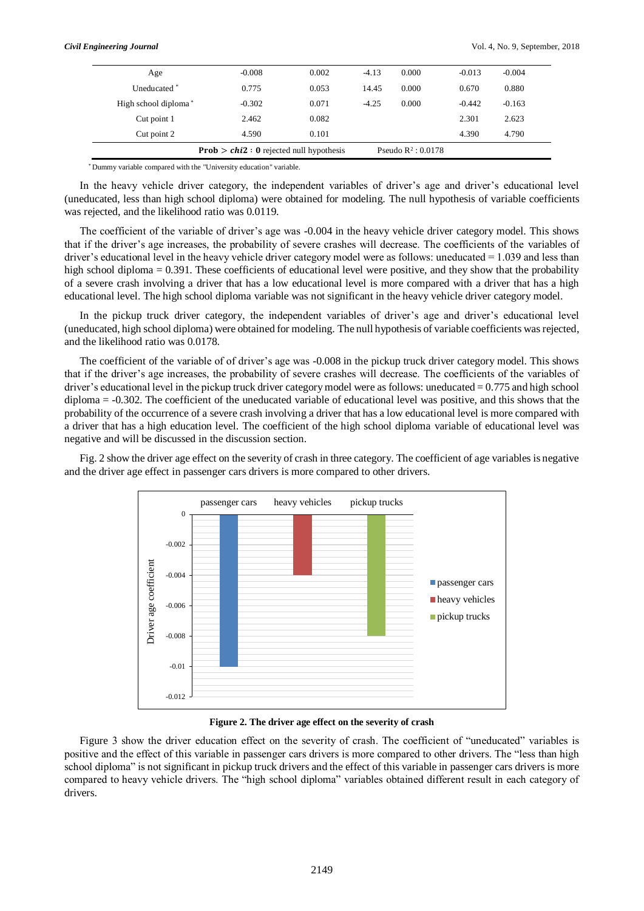| | | | | | | |
|---|---|---|---|---|---|---|
| Age | -0.008 | 0.002 | -4.13 | 0.000 | -0.013 | -0.004 |
| Uneducated * | 0.775 | 0.053 | 14.45 | 0.000 | 0.670 | 0.880 |
| High school diploma * | -0.302 | 0.071 | -4.25 | 0.000 | -0.442 | -0.163 |
| Cut point 1 | 2.462 | 0.082 | | | 2.301 | 2.623 |
| Cut point 2 | 4.590 | 0.101 | | | 4.390 | 4.790 |
| **Prob** > $chi2$ : **0** rejected null hypothesis | | | Pseudo $R^2$ : 0.0178 | | | |

* Dummy variable compared with the "University education" variable.

In the heavy vehicle driver category, the independent variables of driver's age and driver's educational level (uneducated, less than high school diploma) were obtained for modeling. The null hypothesis of variable coefficients was rejected, and the likelihood ratio was 0.0119.

The coefficient of the variable of driver's age was -0.004 in the heavy vehicle driver category model. This shows that if the driver's age increases, the probability of severe crashes will decrease. The coefficients of the variables of driver's educational level in the heavy vehicle driver category model were as follows: uneducated = 1.039 and less than high school diploma = 0.391. These coefficients of educational level were positive, and they show that the probability of a severe crash involving a driver that has a low educational level is more compared with a driver that has a high educational level. The high school diploma variable was not significant in the heavy vehicle driver category model.

In the pickup truck driver category, the independent variables of driver's age and driver's educational level (uneducated, high school diploma) were obtained for modeling. The null hypothesis of variable coefficients was rejected, and the likelihood ratio was 0.0178.

The coefficient of the variable of of driver's age was -0.008 in the pickup truck driver category model. This shows that if the driver's age increases, the probability of severe crashes will decrease. The coefficients of the variables of driver's educational level in the pickup truck driver category model were as follows: uneducated = 0.775 and high school diploma = -0.302. The coefficient of the uneducated variable of educational level was positive, and this shows that the probability of the occurrence of a severe crash involving a driver that has a low educational level is more compared with a driver that has a high education level. The coefficient of the high school diploma variable of educational level was negative and will be discussed in the discussion section.

Fig. 2 show the driver age effect on the severity of crash in three category. The coefficient of age variables is negative and the driver age effect in passenger cars drivers is more compared to other drivers.

**Figure 2. The driver age effect on the severity of crash**

Figure 3 show the driver education effect on the severity of crash. The coefficient of "uneducated" variables is positive and the effect of this variable in passenger cars drivers is more compared to other drivers. The "less than high school diploma" is not significant in pickup truck drivers and the effect of this variable in passenger cars drivers is more compared to heavy vehicle drivers. The "high school diploma" variables obtained different result in each category of drivers.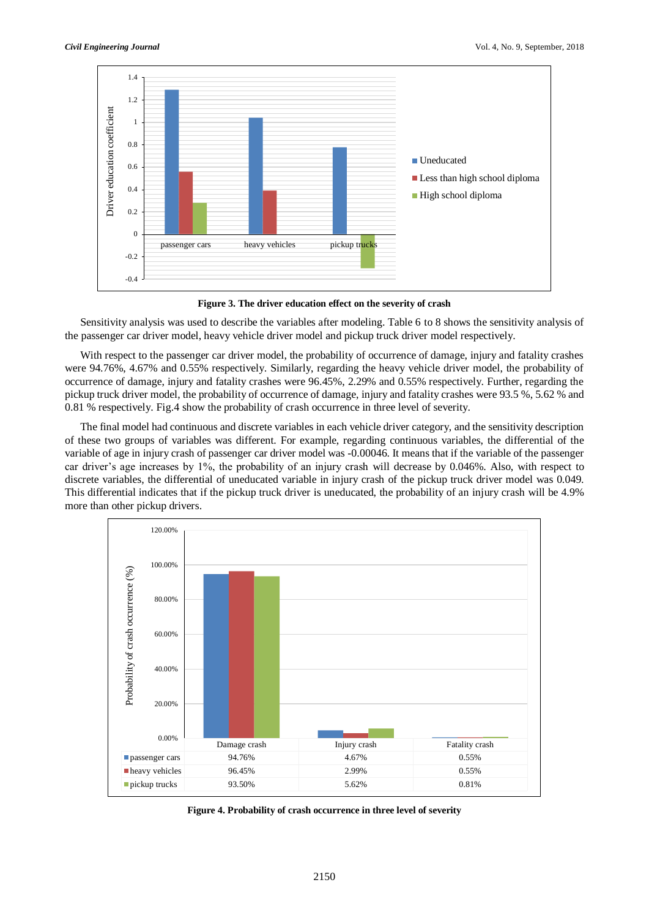**Figure 3. The driver education effect on the severity of crash**

Sensitivity analysis was used to describe the variables after modeling. Table 6 to 8 shows the sensitivity analysis of the passenger car driver model, heavy vehicle driver model and pickup truck driver model respectively.

With respect to the passenger car driver model, the probability of occurrence of damage, injury and fatality crashes were 94.76%, 4.67% and 0.55% respectively. Similarly, regarding the heavy vehicle driver model, the probability of occurrence of damage, injury and fatality crashes were 96.45%, 2.29% and 0.55% respectively. Further, regarding the pickup truck driver model, the probability of occurrence of damage, injury and fatality crashes were 93.5 %, 5.62 % and 0.81 % respectively. Fig.4 show the probability of crash occurrence in three level of severity.

The final model had continuous and discrete variables in each vehicle driver category, and the sensitivity description of these two groups of variables was different. For example, regarding continuous variables, the differential of the variable of age in injury crash of passenger car driver model was -0.00046. It means that if the variable of the passenger car driver's age increases by 1%, the probability of an injury crash will decrease by 0.046%. Also, with respect to discrete variables, the differential of uneducated variable in injury crash of the pickup truck driver model was 0.049. This differential indicates that if the pickup truck driver is uneducated, the probability of an injury crash will be 4.9% more than other pickup drivers.

| | Damage crash | Injury crash | Fatality crash |
|---|---|---|---|
| passenger cars | 94.76% | 4.67% | 0.55% |
| heavy vehicles | 96.45% | 2.99% | 0.55% |
| pickup trucks | 93.50% | 5.62% | 0.81% |

**Figure 4. Probability of crash occurrence in three level of severity**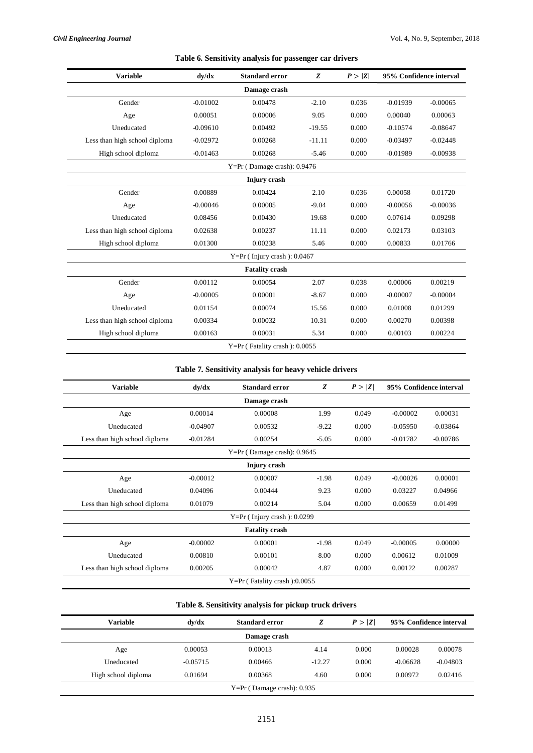**Table 6. Sensitivity analysis for passenger car drivers**

| Variable | dy/dx | Standard error | *Z* | *P* > \|*Z*\| | 95% Confidence interval | |
|---|---|---|---|---|---|---|
| **Damage crash** | | | | | | |
| Gender | -0.01002 | 0.00478 | -2.10 | 0.036 | -0.01939 | -0.00065 |
| Age | 0.00051 | 0.00006 | 9.05 | 0.000 | 0.00040 | 0.00063 |
| Uneducated | -0.09610 | 0.00492 | -19.55 | 0.000 | -0.10574 | -0.08647 |
| Less than high school diploma | -0.02972 | 0.00268 | -11.11 | 0.000 | -0.03497 | -0.02448 |
| High school diploma | -0.01463 | 0.00268 | -5.46 | 0.000 | -0.01989 | -0.00938 |
| Y=Pr ( Damage crash): 0.9476 | | | | | | |
| **Injury crash** | | | | | | |
| Gender | 0.00889 | 0.00424 | 2.10 | 0.036 | 0.00058 | 0.01720 |
| Age | -0.00046 | 0.00005 | -9.04 | 0.000 | -0.00056 | -0.00036 |
| Uneducated | 0.08456 | 0.00430 | 19.68 | 0.000 | 0.07614 | 0.09298 |
| Less than high school diploma | 0.02638 | 0.00237 | 11.11 | 0.000 | 0.02173 | 0.03103 |
| High school diploma | 0.01300 | 0.00238 | 5.46 | 0.000 | 0.00833 | 0.01766 |
| Y=Pr ( Injury crash ): 0.0467 | | | | | | |
| **Fatality crash** | | | | | | |
| Gender | 0.00112 | 0.00054 | 2.07 | 0.038 | 0.00006 | 0.00219 |
| Age | -0.00005 | 0.00001 | -8.67 | 0.000 | -0.00007 | -0.00004 |
| Uneducated | 0.01154 | 0.00074 | 15.56 | 0.000 | 0.01008 | 0.01299 |
| Less than high school diploma | 0.00334 | 0.00032 | 10.31 | 0.000 | 0.00270 | 0.00398 |
| High school diploma | 0.00163 | 0.00031 | 5.34 | 0.000 | 0.00103 | 0.00224 |
| Y=Pr ( Fatality crash ): 0.0055 | | | | | | |

**Table 7. Sensitivity analysis for heavy vehicle drivers**

| Variable | dy/dx | Standard error | *Z* | *P* > \|*Z*\| | 95% Confidence interval | |
|---|---|---|---|---|---|---|
| **Damage crash** | | | | | | |
| Age | 0.00014 | 0.00008 | 1.99 | 0.049 | -0.00002 | 0.00031 |
| Uneducated | -0.04907 | 0.00532 | -9.22 | 0.000 | -0.05950 | -0.03864 |
| Less than high school diploma | -0.01284 | 0.00254 | -5.05 | 0.000 | -0.01782 | -0.00786 |
| Y=Pr ( Damage crash): 0.9645 | | | | | | |
| **Injury crash** | | | | | | |
| Age | -0.00012 | 0.00007 | -1.98 | 0.049 | -0.00026 | 0.00001 |
| Uneducated | 0.04096 | 0.00444 | 9.23 | 0.000 | 0.03227 | 0.04966 |
| Less than high school diploma | 0.01079 | 0.00214 | 5.04 | 0.000 | 0.00659 | 0.01499 |
| Y=Pr ( Injury crash ): 0.0299 | | | | | | |
| **Fatality crash** | | | | | | |
| Age | -0.00002 | 0.00001 | -1.98 | 0.049 | -0.00005 | 0.00000 |
| Uneducated | 0.00810 | 0.00101 | 8.00 | 0.000 | 0.00612 | 0.01009 |
| Less than high school diploma | 0.00205 | 0.00042 | 4.87 | 0.000 | 0.00122 | 0.00287 |
| Y=Pr ( Fatality crash ):0.0055 | | | | | | |

**Table 8. Sensitivity analysis for pickup truck drivers**

| Variable | dy/dx | Standard error | *Z* | *P* > \|*Z*\| | 95% Confidence interval | |
|---|---|---|---|---|---|---|
| **Damage crash** | | | | | | |
| Age | 0.00053 | 0.00013 | 4.14 | 0.000 | 0.00028 | 0.00078 |
| Uneducated | -0.05715 | 0.00466 | -12.27 | 0.000 | -0.06628 | -0.04803 |
| High school diploma | 0.01694 | 0.00368 | 4.60 | 0.000 | 0.00972 | 0.02416 |
| Y=Pr ( Damage crash): 0.935 | | | | | | |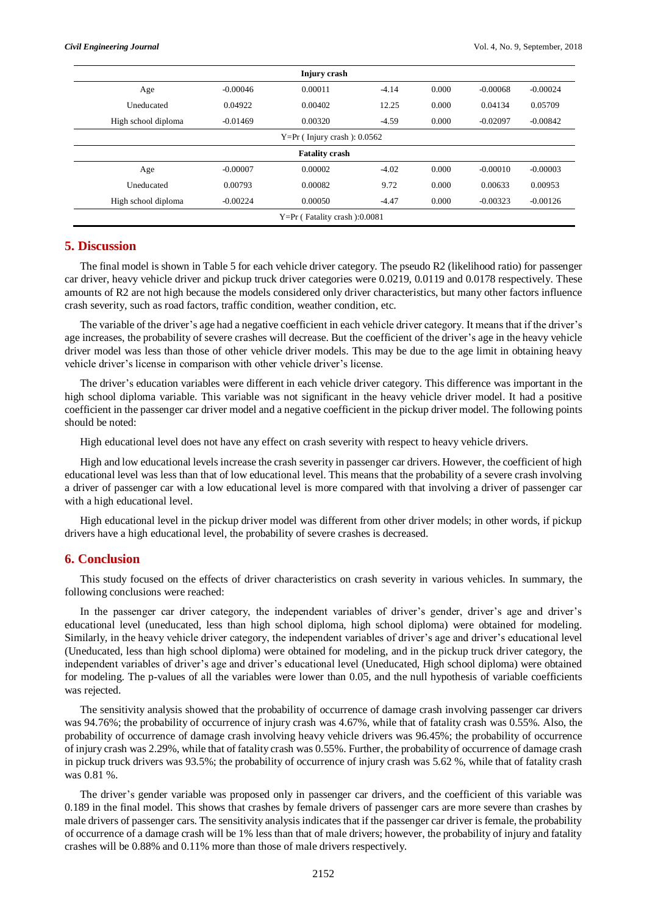| | | | | | | |
|---|---|---|---|---|---|---|
| **Injury crash** | | | | | | |
| Age | -0.00046 | 0.00011 | -4.14 | 0.000 | -0.00068 | -0.00024 |
| Uneducated | 0.04922 | 0.00402 | 12.25 | 0.000 | 0.04134 | 0.05709 |
| High school diploma | -0.01469 | 0.00320 | -4.59 | 0.000 | -0.02097 | -0.00842 |
| Y=Pr ( Injury crash ): 0.0562 | | | | | | |
| **Fatality crash** | | | | | | |
| Age | -0.00007 | 0.00002 | -4.02 | 0.000 | -0.00010 | -0.00003 |
| Uneducated | 0.00793 | 0.00082 | 9.72 | 0.000 | 0.00633 | 0.00953 |
| High school diploma | -0.00224 | 0.00050 | -4.47 | 0.000 | -0.00323 | -0.00126 |
| Y=Pr ( Fatality crash ):0.0081 | | | | | | |

## 5. Discussion

The final model is shown in Table 5 for each vehicle driver category. The pseudo R2 (likelihood ratio) for passenger car driver, heavy vehicle driver and pickup truck driver categories were 0.0219, 0.0119 and 0.0178 respectively. These amounts of R2 are not high because the models considered only driver characteristics, but many other factors influence crash severity, such as road factors, traffic condition, weather condition, etc.

The variable of the driver's age had a negative coefficient in each vehicle driver category. It means that if the driver's age increases, the probability of severe crashes will decrease. But the coefficient of the driver's age in the heavy vehicle driver model was less than those of other vehicle driver models. This may be due to the age limit in obtaining heavy vehicle driver's license in comparison with other vehicle driver's license.

The driver's education variables were different in each vehicle driver category. This difference was important in the high school diploma variable. This variable was not significant in the heavy vehicle driver model. It had a positive coefficient in the passenger car driver model and a negative coefficient in the pickup driver model. The following points should be noted:

High educational level does not have any effect on crash severity with respect to heavy vehicle drivers.

High and low educational levels increase the crash severity in passenger car drivers. However, the coefficient of high educational level was less than that of low educational level. This means that the probability of a severe crash involving a driver of passenger car with a low educational level is more compared with that involving a driver of passenger car with a high educational level.

High educational level in the pickup driver model was different from other driver models; in other words, if pickup drivers have a high educational level, the probability of severe crashes is decreased.

## 6. Conclusion

This study focused on the effects of driver characteristics on crash severity in various vehicles. In summary, the following conclusions were reached:

In the passenger car driver category, the independent variables of driver's gender, driver's age and driver's educational level (uneducated, less than high school diploma, high school diploma) were obtained for modeling. Similarly, in the heavy vehicle driver category, the independent variables of driver's age and driver's educational level (Uneducated, less than high school diploma) were obtained for modeling, and in the pickup truck driver category, the independent variables of driver's age and driver's educational level (Uneducated, High school diploma) were obtained for modeling. The p-values of all the variables were lower than 0.05, and the null hypothesis of variable coefficients was rejected.

The sensitivity analysis showed that the probability of occurrence of damage crash involving passenger car drivers was 94.76%; the probability of occurrence of injury crash was 4.67%, while that of fatality crash was 0.55%. Also, the probability of occurrence of damage crash involving heavy vehicle drivers was 96.45%; the probability of occurrence of injury crash was 2.29%, while that of fatality crash was 0.55%. Further, the probability of occurrence of damage crash in pickup truck drivers was 93.5%; the probability of occurrence of injury crash was 5.62 %, while that of fatality crash was 0.81 %.

The driver's gender variable was proposed only in passenger car drivers, and the coefficient of this variable was 0.189 in the final model. This shows that crashes by female drivers of passenger cars are more severe than crashes by male drivers of passenger cars. The sensitivity analysis indicates that if the passenger car driver is female, the probability of occurrence of a damage crash will be 1% less than that of male drivers; however, the probability of injury and fatality crashes will be 0.88% and 0.11% more than those of male drivers respectively.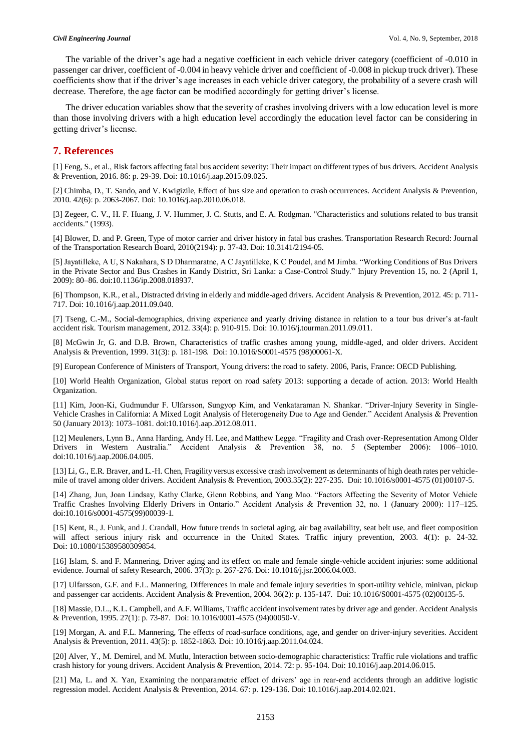The variable of the driver's age had a negative coefficient in each vehicle driver category (coefficient of -0.010 in passenger car driver, coefficient of -0.004 in heavy vehicle driver and coefficient of -0.008 in pickup truck driver). These coefficients show that if the driver's age increases in each vehicle driver category, the probability of a severe crash will decrease. Therefore, the age factor can be modified accordingly for getting driver's license.

The driver education variables show that the severity of crashes involving drivers with a low education level is more than those involving drivers with a high education level accordingly the education level factor can be considering in getting driver's license.

## 7. References

[1] Feng, S., et al., Risk factors affecting fatal bus accident severity: Their impact on different types of bus drivers. Accident Analysis & Prevention, 2016. 86: p. 29-39. Doi: 10.1016/j.aap.2015.09.025.

[2] Chimba, D., T. Sando, and V. Kwigizile, Effect of bus size and operation to crash occurrences. Accident Analysis & Prevention, 2010. 42(6): p. 2063-2067. Doi: 10.1016/j.aap.2010.06.018.

[3] Zegeer, C. V., H. F. Huang, J. V. Hummer, J. C. Stutts, and E. A. Rodgman. "Characteristics and solutions related to bus transit accidents." (1993).

[4] Blower, D. and P. Green, Type of motor carrier and driver history in fatal bus crashes. Transportation Research Record: Journal of the Transportation Research Board, 2010(2194): p. 37-43. Doi: 10.3141/2194-05.

[5] Jayatilleke, A U, S Nakahara, S D Dharmaratne, A C Jayatilleke, K C Poudel, and M Jimba. "Working Conditions of Bus Drivers in the Private Sector and Bus Crashes in Kandy District, Sri Lanka: a Case-Control Study." Injury Prevention 15, no. 2 (April 1, 2009): 80–86. doi:10.1136/ip.2008.018937.

[6] Thompson, K.R., et al., Distracted driving in elderly and middle-aged drivers. Accident Analysis & Prevention, 2012. 45: p. 711-717. Doi: 10.1016/j.aap.2011.09.040.

[7] Tseng, C.-M., Social-demographics, driving experience and yearly driving distance in relation to a tour bus driver's at-fault accident risk. Tourism management, 2012. 33(4): p. 910-915. Doi: 10.1016/j.tourman.2011.09.011.

[8] McGwin Jr, G. and D.B. Brown, Characteristics of traffic crashes among young, middle-aged, and older drivers. Accident Analysis & Prevention, 1999. 31(3): p. 181-198. Doi: 10.1016/S0001-4575 (98)00061-X.

[9] European Conference of Ministers of Transport, Young drivers: the road to safety. 2006, Paris, France: OECD Publishing.

[10] World Health Organization, Global status report on road safety 2013: supporting a decade of action. 2013: World Health Organization.

[11] Kim, Joon-Ki, Gudmundur F. Ulfarsson, Sungyop Kim, and Venkataraman N. Shankar. "Driver-Injury Severity in Single-Vehicle Crashes in California: A Mixed Logit Analysis of Heterogeneity Due to Age and Gender." Accident Analysis & Prevention 50 (January 2013): 1073–1081. doi:10.1016/j.aap.2012.08.011.

[12] Meuleners, Lynn B., Anna Harding, Andy H. Lee, and Matthew Legge. "Fragility and Crash over-Representation Among Older Drivers in Western Australia." Accident Analysis & Prevention 38, no. 5 (September 2006): 1006–1010. doi:10.1016/j.aap.2006.04.005.

[13] Li, G., E.R. Braver, and L.-H. Chen, Fragility versus excessive crash involvement as determinants of high death rates per vehicle-mile of travel among older drivers. Accident Analysis & Prevention, 2003.35(2): 227-235. Doi: 10.1016/s0001-4575 (01)00107-5.

[14] Zhang, Jun, Joan Lindsay, Kathy Clarke, Glenn Robbins, and Yang Mao. "Factors Affecting the Severity of Motor Vehicle Traffic Crashes Involving Elderly Drivers in Ontario." Accident Analysis & Prevention 32, no. 1 (January 2000): 117–125. doi:10.1016/s0001-4575(99)00039-1.

[15] Kent, R., J. Funk, and J. Crandall, How future trends in societal aging, air bag availability, seat belt use, and fleet composition will affect serious injury risk and occurrence in the United States. Traffic injury prevention, 2003. 4(1): p. 24-32. Doi: 10.1080/15389580309854.

[16] Islam, S. and F. Mannering, Driver aging and its effect on male and female single-vehicle accident injuries: some additional evidence. Journal of safety Research, 2006. 37(3): p. 267-276. Doi: 10.1016/j.jsr.2006.04.003.

[17] Ulfarsson, G.F. and F.L. Mannering, Differences in male and female injury severities in sport-utility vehicle, minivan, pickup and passenger car accidents. Accident Analysis & Prevention, 2004. 36(2): p. 135-147. Doi: 10.1016/S0001-4575 (02)00135-5.

[18] Massie, D.L., K.L. Campbell, and A.F. Williams, Traffic accident involvement rates by driver age and gender. Accident Analysis & Prevention, 1995. 27(1): p. 73-87. Doi: 10.1016/0001-4575 (94)00050-V.

[19] Morgan, A. and F.L. Mannering, The effects of road-surface conditions, age, and gender on driver-injury severities. Accident Analysis & Prevention, 2011. 43(5): p. 1852-1863. Doi: 10.1016/j.aap.2011.04.024.

[20] Alver, Y., M. Demirel, and M. Mutlu, Interaction between socio-demographic characteristics: Traffic rule violations and traffic crash history for young drivers. Accident Analysis & Prevention, 2014. 72: p. 95-104. Doi: 10.1016/j.aap.2014.06.015.

[21] Ma, L. and X. Yan, Examining the nonparametric effect of drivers' age in rear-end accidents through an additive logistic regression model. Accident Analysis & Prevention, 2014. 67: p. 129-136. Doi: 10.1016/j.aap.2014.02.021.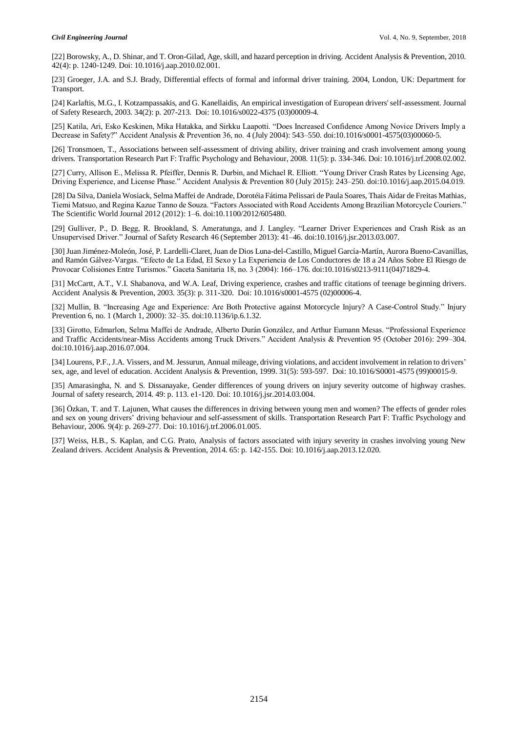[22] Borowsky, A., D. Shinar, and T. Oron-Gilad, Age, skill, and hazard perception in driving. Accident Analysis & Prevention, 2010. 42(4): p. 1240-1249. Doi: 10.1016/j.aap.2010.02.001.

[23] Groeger, J.A. and S.J. Brady, Differential effects of formal and informal driver training. 2004, London, UK: Department for Transport.

[24] Karlaftis, M.G., I. Kotzampassakis, and G. Kanellaidis, An empirical investigation of European drivers' self-assessment. Journal of Safety Research, 2003. 34(2): p. 207-213. Doi: 10.1016/s0022-4375 (03)00009-4.

[25] Katila, Ari, Esko Keskinen, Mika Hatakka, and Sirkku Laapotti. "Does Increased Confidence Among Novice Drivers Imply a Decrease in Safety?" Accident Analysis & Prevention 36, no. 4 (July 2004): 543–550. doi:10.1016/s0001-4575(03)00060-5.

[26] Tronsmoen, T., Associations between self-assessment of driving ability, driver training and crash involvement among young drivers. Transportation Research Part F: Traffic Psychology and Behaviour, 2008. 11(5): p. 334-346. Doi: 10.1016/j.trf.2008.02.002.

[27] Curry, Allison E., Melissa R. Pfeiffer, Dennis R. Durbin, and Michael R. Elliott. "Young Driver Crash Rates by Licensing Age, Driving Experience, and License Phase." Accident Analysis & Prevention 80 (July 2015): 243–250. doi:10.1016/j.aap.2015.04.019.

[28] Da Silva, Daniela Wosiack, Selma Maffei de Andrade, Dorotéia Fátima Pelissari de Paula Soares, Thais Aidar de Freitas Mathias, Tiemi Matsuo, and Regina Kazue Tanno de Souza. "Factors Associated with Road Accidents Among Brazilian Motorcycle Couriers." The Scientific World Journal 2012 (2012): 1–6. doi:10.1100/2012/605480.

[29] Gulliver, P., D. Begg, R. Brookland, S. Ameratunga, and J. Langley. "Learner Driver Experiences and Crash Risk as an Unsupervised Driver." Journal of Safety Research 46 (September 2013): 41–46. doi:10.1016/j.jsr.2013.03.007.

[30] Juan Jiménez-Moleón, José, P. Lardelli-Claret, Juan de Dios Luna-del-Castillo, Miguel García-Martín, Aurora Bueno-Cavanillas, and Ramón Gálvez-Vargas. "Efecto de La Edad, El Sexo y La Experiencia de Los Conductores de 18 a 24 Años Sobre El Riesgo de Provocar Colisiones Entre Turismos." Gaceta Sanitaria 18, no. 3 (2004): 166–176. doi:10.1016/s0213-9111(04)71829-4.

[31] McCartt, A.T., V.I. Shabanova, and W.A. Leaf, Driving experience, crashes and traffic citations of teenage beginning drivers. Accident Analysis & Prevention, 2003. 35(3): p. 311-320. Doi: 10.1016/s0001-4575 (02)00006-4.

[32] Mullin, B. "Increasing Age and Experience: Are Both Protective against Motorcycle Injury? A Case-Control Study." Injury Prevention 6, no. 1 (March 1, 2000): 32–35. doi:10.1136/ip.6.1.32.

[33] Girotto, Edmarlon, Selma Maffei de Andrade, Alberto Durán González, and Arthur Eumann Mesas. "Professional Experience and Traffic Accidents/near-Miss Accidents among Truck Drivers." Accident Analysis & Prevention 95 (October 2016): 299–304. doi:10.1016/j.aap.2016.07.004.

[34] Lourens, P.F., J.A. Vissers, and M. Jessurun, Annual mileage, driving violations, and accident involvement in relation to drivers' sex, age, and level of education. Accident Analysis & Prevention, 1999. 31(5): 593-597. Doi: 10.1016/S0001-4575 (99)00015-9.

[35] Amarasingha, N. and S. Dissanayake, Gender differences of young drivers on injury severity outcome of highway crashes. Journal of safety research, 2014. 49: p. 113. e1-120. Doi: 10.1016/j.jsr.2014.03.004.

[36] Özkan, T. and T. Lajunen, What causes the differences in driving between young men and women? The effects of gender roles and sex on young drivers' driving behaviour and self-assessment of skills. Transportation Research Part F: Traffic Psychology and Behaviour, 2006. 9(4): p. 269-277. Doi: 10.1016/j.trf.2006.01.005.

[37] Weiss, H.B., S. Kaplan, and C.G. Prato, Analysis of factors associated with injury severity in crashes involving young New Zealand drivers. Accident Analysis & Prevention, 2014. 65: p. 142-155. Doi: 10.1016/j.aap.2013.12.020.